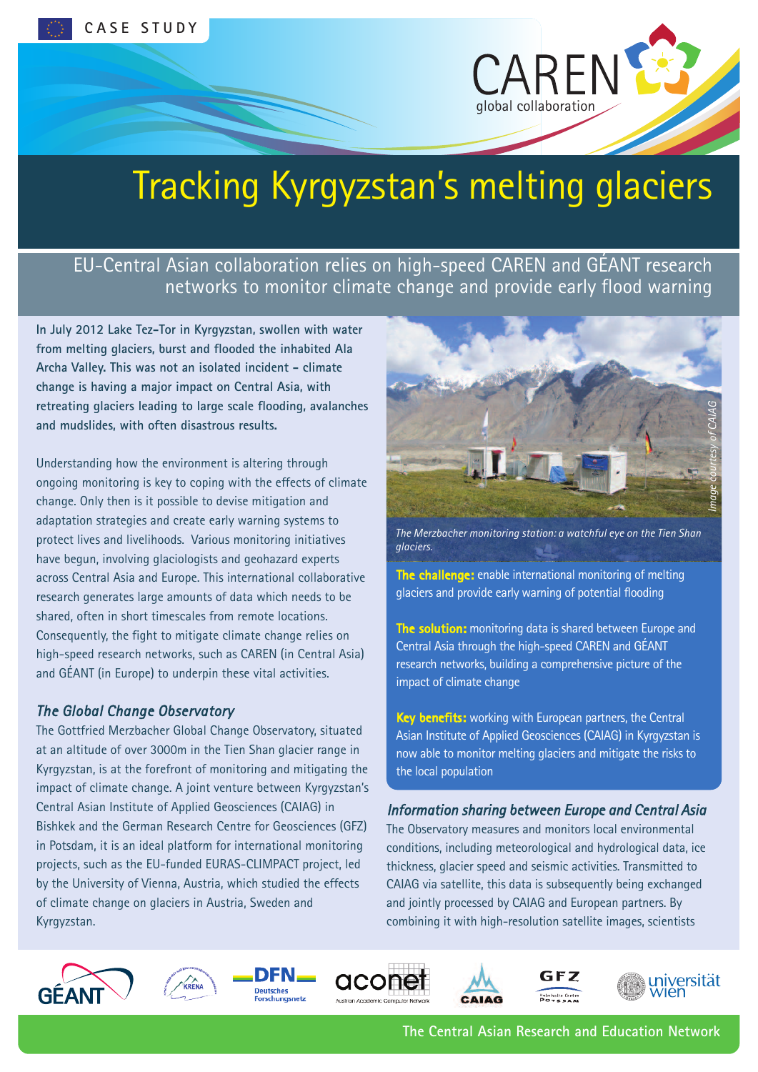CASE STUDY

CAREN global collaboration

# Tracking Kyrgyzstan's melting glaciers

## EU-Central Asian collaboration relies on high-speed CAREN and GÉANT research networks to monitor climate change and provide early flood warning

**In July 2012 Lake Tez-Tor in Kyrgyzstan, swollen with water from melting glaciers, burst and flooded the inhabited Ala Archa Valley. This was not an isolated incident – climate change is having a major impact on Central Asia, with retreating glaciers leading to large scale flooding, avalanches and mudslides, with often disastrous results.**

Understanding how the environment is altering through ongoing monitoring is key to coping with the effects of climate change. Only then is it possible to devise mitigation and adaptation strategies and create early warning systems to protect lives and livelihoods. Various monitoring initiatives have begun, involving glaciologists and geohazard experts across Central Asia and Europe. This international collaborative research generates large amounts of data which needs to be shared, often in short timescales from remote locations. Consequently, the fight to mitigate climate change relies on high-speed research networks, such as CAREN (in Central Asia) and GÉANT (in Europe) to underpin these vital activities.

### *The Global Change Observatory*

The Gottfried Merzbacher Global Change Observatory, situated at an altitude of over 3000m in the Tien Shan glacier range in Kyrgyzstan, is at the forefront of monitoring and mitigating the impact of climate change. A joint venture between Kyrgyzstan's Central Asian Institute of Applied Geosciences (CAIAG) in Bishkek and the German Research Centre for Geosciences (GFZ) in Potsdam, it is an ideal platform for international monitoring projects, such as the EU-funded EURAS-CLIMPACT project, led by the University of Vienna, Austria, which studied the effects of climate change on glaciers in Austria, Sweden and Kyrgyzstan.

*Image courtesy of CAIAG*

*The Merzbacher monitoring station: a watchful eye on the Tien Shan glaciers.*

**The challenge:** enable international monitoring of melting glaciers and provide early warning of potential flooding

**The solution:** monitoring data is shared between Europe and Central Asia through the high-speed CAREN and GÉANT research networks, building a comprehensive picture of the impact of climate change

**Key benefits:** working with European partners, the Central Asian Institute of Applied Geosciences (CAIAG) in Kyrgyzstan is now able to monitor melting glaciers and mitigate the risks to the local population

### *Information sharing between Europe and Central Asia*

The Observatory measures and monitors local environmental conditions, including meteorological and hydrological data, ice thickness, glacier speed and seismic activities. Transmitted to CAIAG via satellite, this data is subsequently being exchanged and jointly processed by CAIAG and European partners. By combining it with high-resolution satellite images, scientists

GÉANT · KRENA · DFN Deutsches Forschungsnetz · aconet Austrian Academic Computer Network · CAIAG · GFZ Helmholtz Centre Potsdam · universität wien

The Central Asian Research and Education Network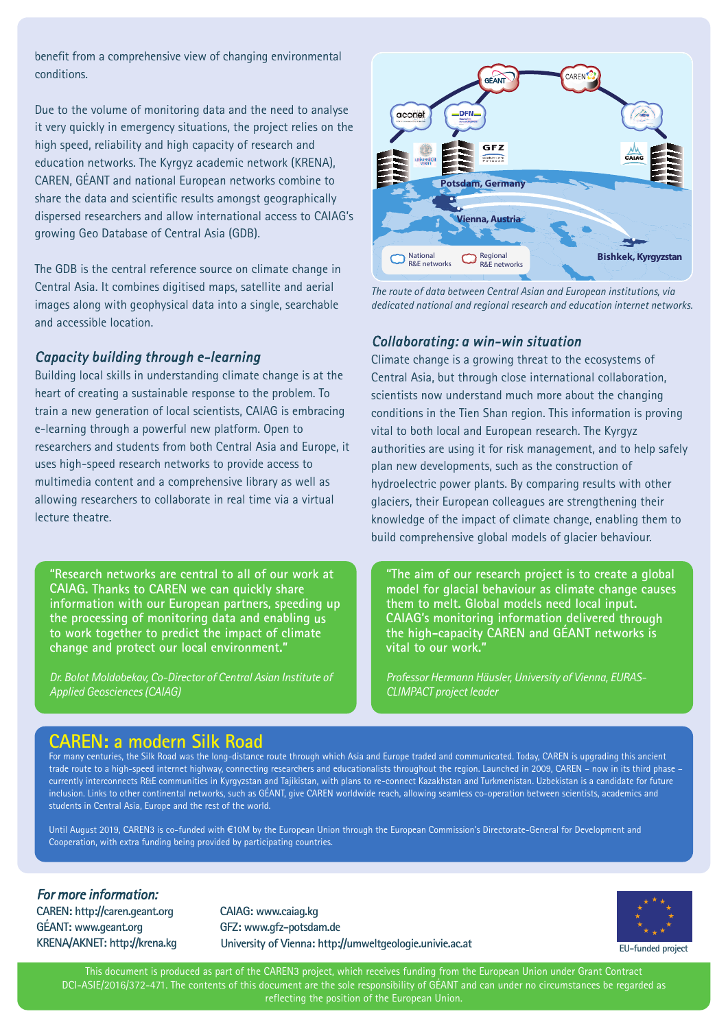benefit from a comprehensive view of changing environmental conditions.

Due to the volume of monitoring data and the need to analyse it very quickly in emergency situations, the project relies on the high speed, reliability and high capacity of research and education networks. The Kyrgyz academic network (KRENA), CAREN, GÉANT and national European networks combine to share the data and scientific results amongst geographically dispersed researchers and allow international access to CAIAG's growing Geo Database of Central Asia (GDB).

The GDB is the central reference source on climate change in Central Asia. It combines digitised maps, satellite and aerial images along with geophysical data into a single, searchable and accessible location.

### *Capacity building through e-learning*

Building local skills in understanding climate change is at the heart of creating a sustainable response to the problem. To train a new generation of local scientists, CAIAG is embracing e-learning through a powerful new platform. Open to researchers and students from both Central Asia and Europe, it uses high-speed research networks to provide access to multimedia content and a comprehensive library as well as allowing researchers to collaborate in real time via a virtual lecture theatre.

GÉANT
CAREN
aconet
DFN
GFZ
CAIAG
Potsdam, Germany
Vienna, Austria
Bishkek, Kyrgyzstan
National R&E networks
Regional R&E networks

*The route of data between Central Asian and European institutions, via dedicated national and regional research and education internet networks.*

### *Collaborating: a win-win situation*

Climate change is a growing threat to the ecosystems of Central Asia, but through close international collaboration, scientists now understand much more about the changing conditions in the Tien Shan region. This information is proving vital to both local and European research. The Kyrgyz authorities are using it for risk management, and to help safely plan new developments, such as the construction of hydroelectric power plants. By comparing results with other glaciers, their European colleagues are strengthening their knowledge of the impact of climate change, enabling them to build comprehensive global models of glacier behaviour.

> "Research networks are central to all of our work at CAIAG. Thanks to CAREN we can quickly share information with our European partners, speeding up the processing of monitoring data and enabling us to work together to predict the impact of climate change and protect our local environment."
>
> *Dr. Bolot Moldobekov, Co-Director of Central Asian Institute of Applied Geosciences (CAIAG)*

> "The aim of our research project is to create a global model for glacial behaviour as climate change causes them to melt. Global models need local input. CAIAG's monitoring information delivered through the high-capacity CAREN and GÉANT networks is vital to our work."
>
> *Professor Hermann Häusler, University of Vienna, EURAS-CLIMPACT project leader*

## CAREN: a modern Silk Road

For many centuries, the Silk Road was the long-distance route through which Asia and Europe traded and communicated. Today, CAREN is upgrading this ancient trade route to a high-speed internet highway, connecting researchers and educationalists throughout the region. Launched in 2009, CAREN – now in its third phase – currently interconnects R&E communities in Kyrgyzstan and Tajikistan, with plans to re-connect Kazakhstan and Turkmenistan. Uzbekistan is a candidate for future inclusion. Links to other continental networks, such as GÉANT, give CAREN worldwide reach, allowing seamless co-operation between scientists, academics and students in Central Asia, Europe and the rest of the world.

Until August 2019, CAREN3 is co-funded with €10M by the European Union through the European Commission's Directorate-General for Development and Cooperation, with extra funding being provided by participating countries.

### *For more information:*

CAREN: http://caren.geant.org
GÉANT: www.geant.org
KRENA/AKNET: http://krena.kg
CAIAG: www.caiag.kg
GFZ: www.gfz-potsdam.de
University of Vienna: http://umweltgeologie.univie.ac.at

EU-funded project

This document is produced as part of the CAREN3 project, which receives funding from the European Union under Grant Contract DCI-ASIE/2016/372-471. The contents of this document are the sole responsibility of GÉANT and can under no circumstances be regarded as reflecting the position of the European Union.